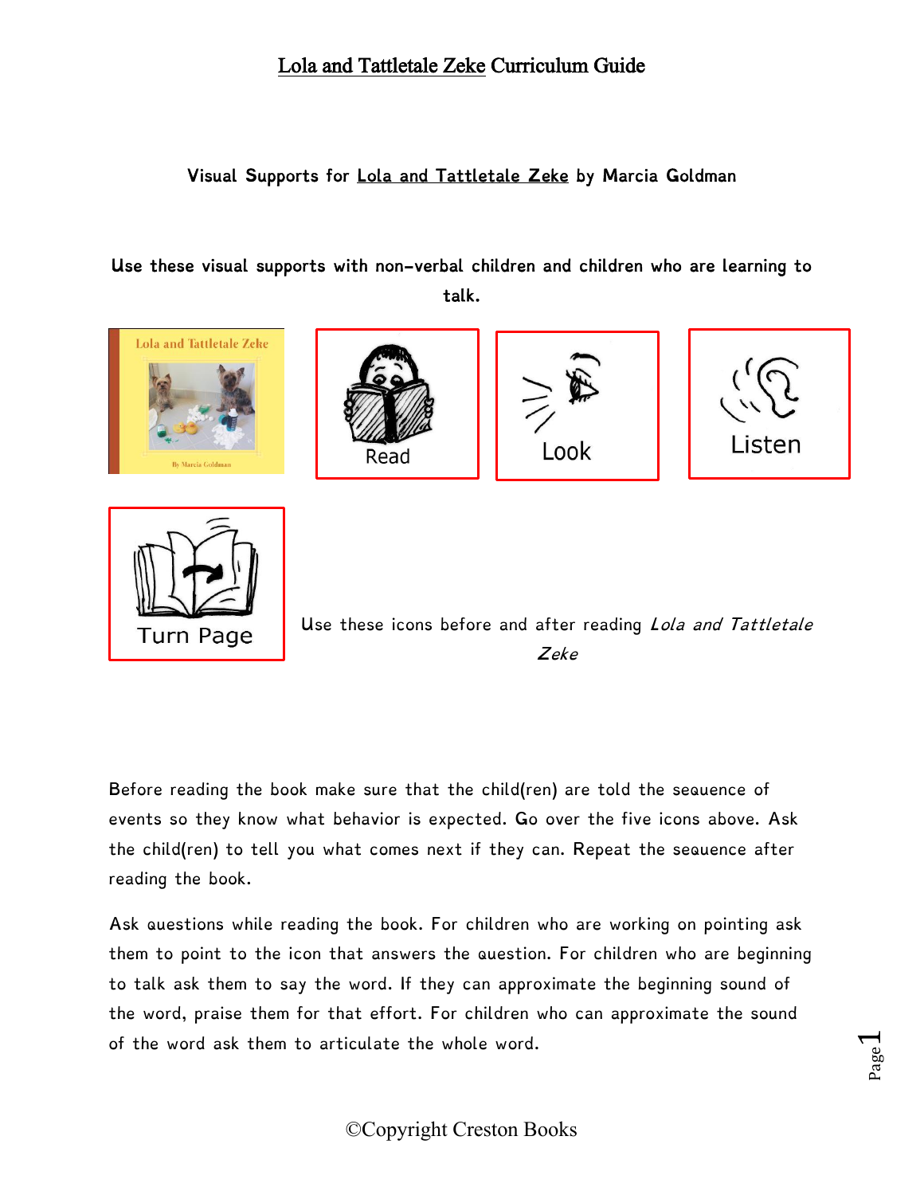# Lola and Tattletale Zeke Curriculum Guide

**Visual Supports for Lola and Tattletale Zeke by Marcia Goldman**

**Use these visual supports with non-verbal children and children who are learning to talk.**

Read

Look

Listen

Turn Page

Use these icons before and after reading *Lola and Tattletale Zeke*

Before reading the book make sure that the child(ren) are told the sequence of events so they know what behavior is expected. Go over the five icons above. Ask the child(ren) to tell you what comes next if they can. Repeat the sequence after reading the book.

Ask questions while reading the book. For children who are working on pointing ask them to point to the icon that answers the question. For children who are beginning to talk ask them to say the word. If they can approximate the beginning sound of the word, praise them for that effort. For children who can approximate the sound of the word ask them to articulate the whole word.

©Copyright Creston Books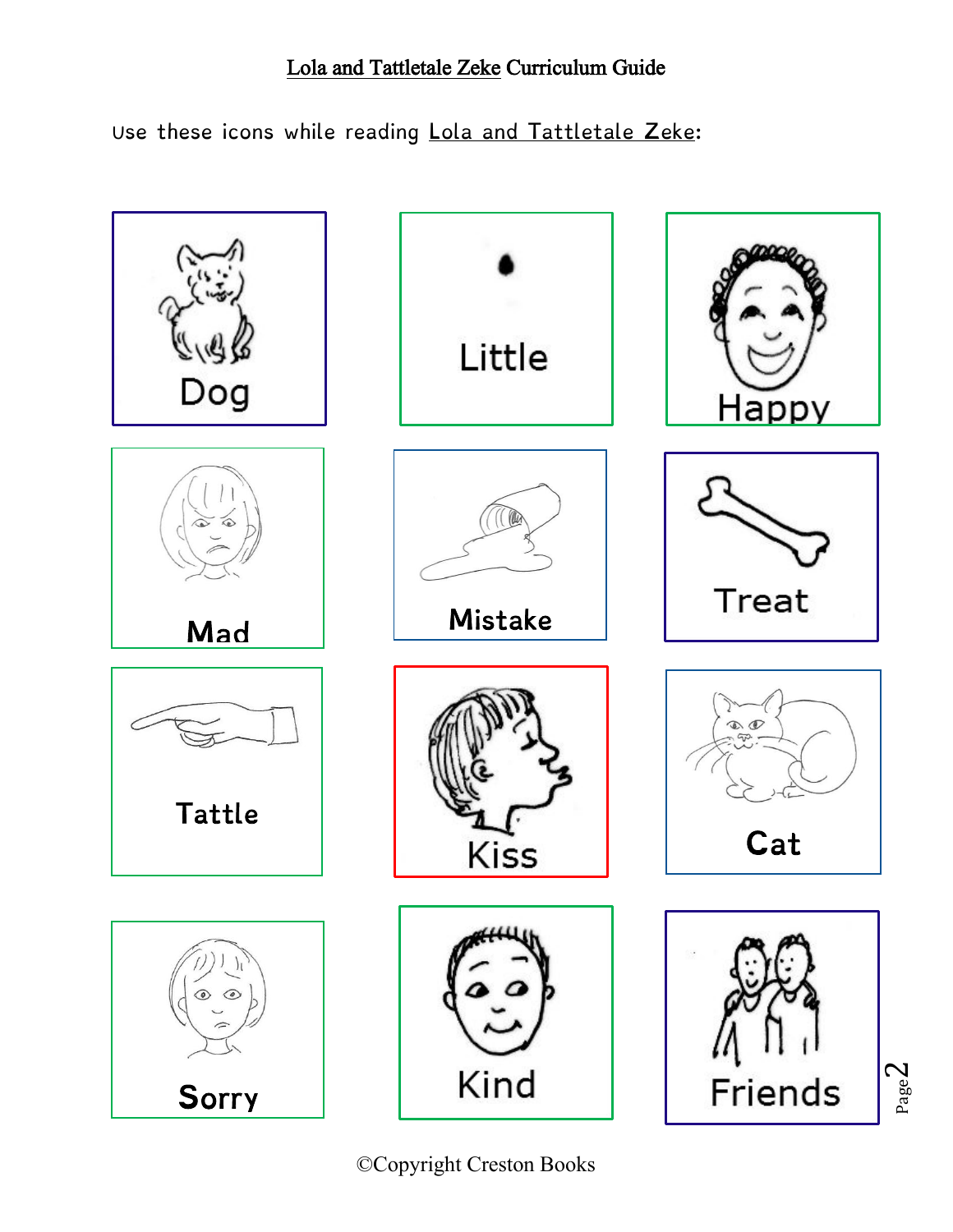Lola and Tattletale Zeke Curriculum Guide

Use these icons while reading Lola and Tattletale Zeke:

Dog

Little

Happy

Mad

Mistake

Treat

Tattle

Kiss

Cat

Sorry

Kind

Friends

©Copyright Creston Books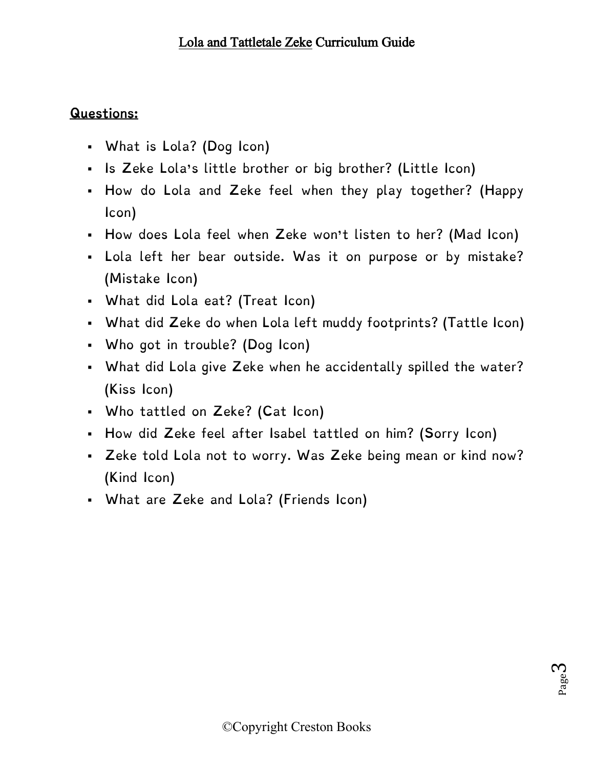**Questions:**

- What is Lola? (Dog Icon)
- Is Zeke Lola's little brother or big brother? (Little Icon)
- How do Lola and Zeke feel when they play together? (Happy Icon)
- How does Lola feel when Zeke won't listen to her? (Mad Icon)
- Lola left her bear outside. Was it on purpose or by mistake? (Mistake Icon)
- What did Lola eat? (Treat Icon)
- What did Zeke do when Lola left muddy footprints? (Tattle Icon)
- Who got in trouble? (Dog Icon)
- What did Lola give Zeke when he accidentally spilled the water? (Kiss Icon)
- Who tattled on Zeke? (Cat Icon)
- How did Zeke feel after Isabel tattled on him? (Sorry Icon)
- Zeke told Lola not to worry. Was Zeke being mean or kind now? (Kind Icon)
- What are Zeke and Lola? (Friends Icon)